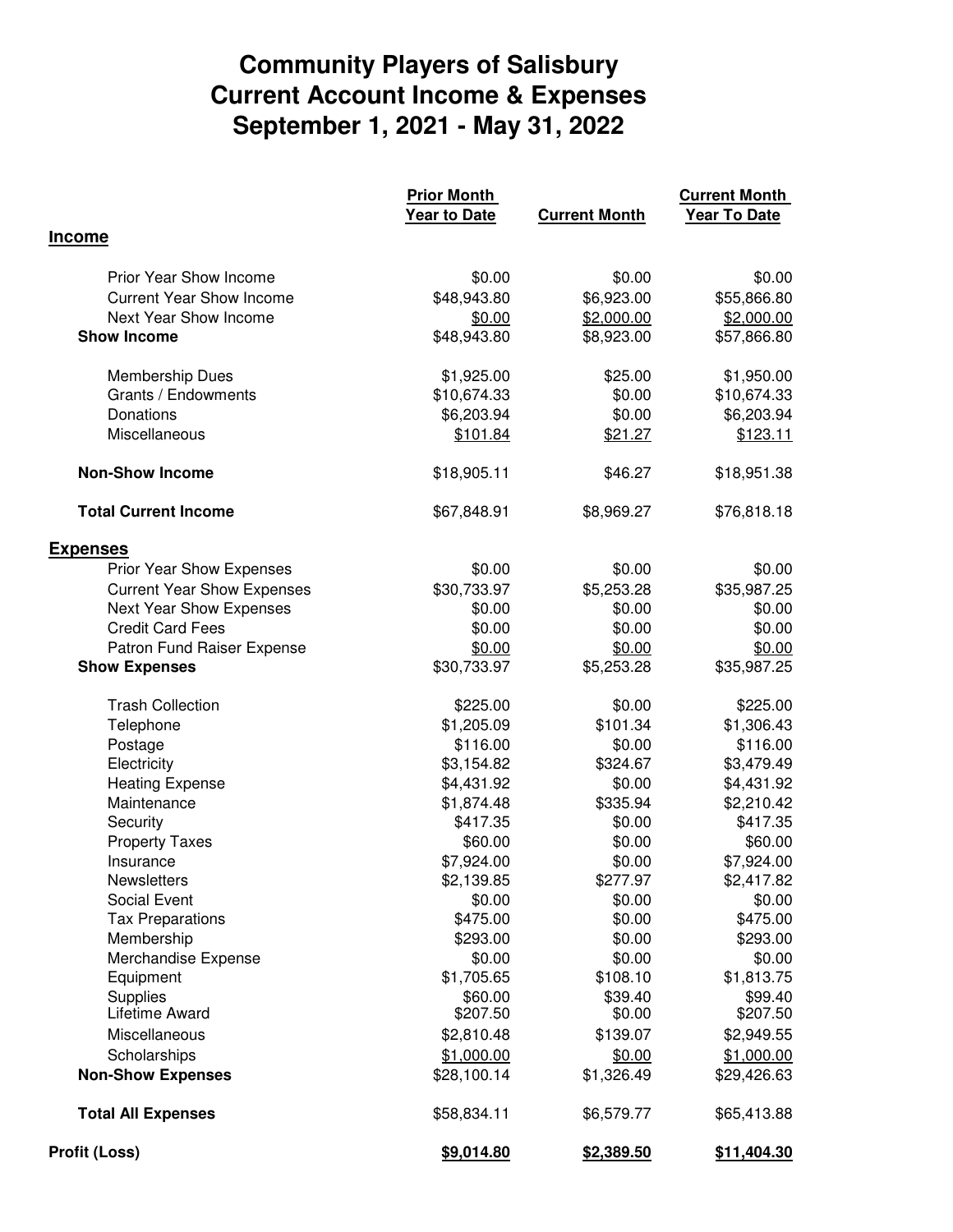# Community Players of Salisbury
# Current Account Income & Expenses
# September 1, 2021 - May 31, 2022

| | Prior Month Year to Date | Current Month | Current Month Year To Date |
|---|---|---|---|
| **Income** | | | |
| Prior Year Show Income | $0.00 | $0.00 | $0.00 |
| Current Year Show Income | $48,943.80 | $6,923.00 | $55,866.80 |
| Next Year Show Income | $0.00 | $2,000.00 | $2,000.00 |
| **Show Income** | $48,943.80 | $8,923.00 | $57,866.80 |
| Membership Dues | $1,925.00 | $25.00 | $1,950.00 |
| Grants / Endowments | $10,674.33 | $0.00 | $10,674.33 |
| Donations | $6,203.94 | $0.00 | $6,203.94 |
| Miscellaneous | $101.84 | $21.27 | $123.11 |
| **Non-Show Income** | $18,905.11 | $46.27 | $18,951.38 |
| **Total Current Income** | $67,848.91 | $8,969.27 | $76,818.18 |
| **Expenses** | | | |
| Prior Year Show Expenses | $0.00 | $0.00 | $0.00 |
| Current Year Show Expenses | $30,733.97 | $5,253.28 | $35,987.25 |
| Next Year Show Expenses | $0.00 | $0.00 | $0.00 |
| Credit Card Fees | $0.00 | $0.00 | $0.00 |
| Patron Fund Raiser Expense | $0.00 | $0.00 | $0.00 |
| **Show Expenses** | $30,733.97 | $5,253.28 | $35,987.25 |
| Trash Collection | $225.00 | $0.00 | $225.00 |
| Telephone | $1,205.09 | $101.34 | $1,306.43 |
| Postage | $116.00 | $0.00 | $116.00 |
| Electricity | $3,154.82 | $324.67 | $3,479.49 |
| Heating Expense | $4,431.92 | $0.00 | $4,431.92 |
| Maintenance | $1,874.48 | $335.94 | $2,210.42 |
| Security | $417.35 | $0.00 | $417.35 |
| Property Taxes | $60.00 | $0.00 | $60.00 |
| Insurance | $7,924.00 | $0.00 | $7,924.00 |
| Newsletters | $2,139.85 | $277.97 | $2,417.82 |
| Social Event | $0.00 | $0.00 | $0.00 |
| Tax Preparations | $475.00 | $0.00 | $475.00 |
| Membership | $293.00 | $0.00 | $293.00 |
| Merchandise Expense | $0.00 | $0.00 | $0.00 |
| Equipment | $1,705.65 | $108.10 | $1,813.75 |
| Supplies | $60.00 | $39.40 | $99.40 |
| Lifetime Award | $207.50 | $0.00 | $207.50 |
| Miscellaneous | $2,810.48 | $139.07 | $2,949.55 |
| Scholarships | $1,000.00 | $0.00 | $1,000.00 |
| **Non-Show Expenses** | $28,100.14 | $1,326.49 | $29,426.63 |
| **Total All Expenses** | $58,834.11 | $6,579.77 | $65,413.88 |
| **Profit (Loss)** | **$9,014.80** | **$2,389.50** | **$11,404.30** |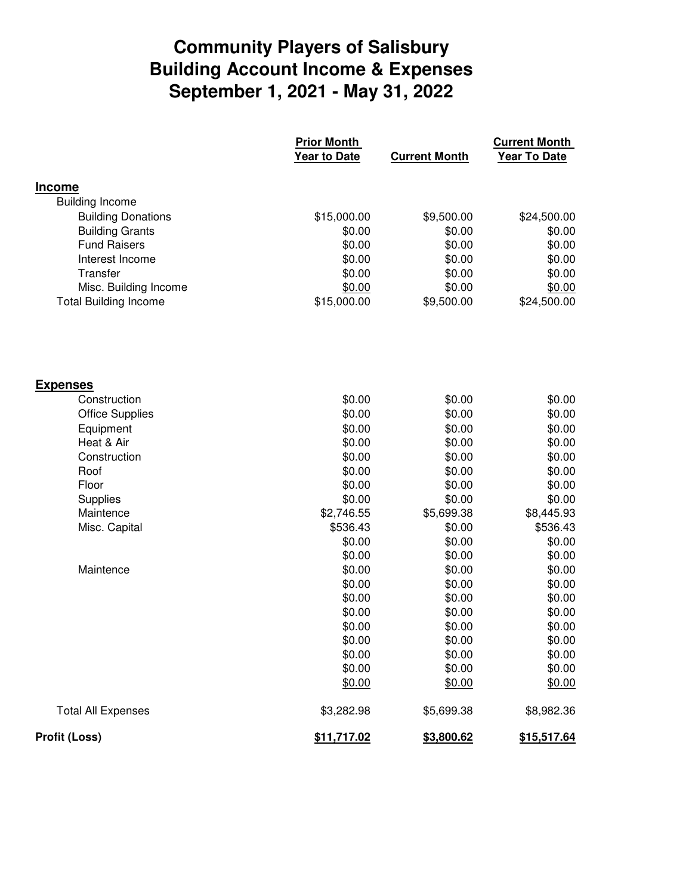# Community Players of Salisbury
# Building Account Income & Expenses
# September 1, 2021 - May 31, 2022

| | Prior Month Year to Date | Current Month | Current Month Year To Date |
|---|---|---|---|
| **Income** | | | |
| Building Income | | | |
| Building Donations | $15,000.00 | $9,500.00 | $24,500.00 |
| Building Grants | $0.00 | $0.00 | $0.00 |
| Fund Raisers | $0.00 | $0.00 | $0.00 |
| Interest Income | $0.00 | $0.00 | $0.00 |
| Transfer | $0.00 | $0.00 | $0.00 |
| Misc. Building Income | $0.00 | $0.00 | $0.00 |
| Total Building Income | $15,000.00 | $9,500.00 | $24,500.00 |
| **Expenses** | | | |
| Construction | $0.00 | $0.00 | $0.00 |
| Office Supplies | $0.00 | $0.00 | $0.00 |
| Equipment | $0.00 | $0.00 | $0.00 |
| Heat & Air | $0.00 | $0.00 | $0.00 |
| Construction | $0.00 | $0.00 | $0.00 |
| Roof | $0.00 | $0.00 | $0.00 |
| Floor | $0.00 | $0.00 | $0.00 |
| Supplies | $0.00 | $0.00 | $0.00 |
| Maintence | $2,746.55 | $5,699.38 | $8,445.93 |
| Misc. Capital | $536.43 | $0.00 | $536.43 |
| | $0.00 | $0.00 | $0.00 |
| | $0.00 | $0.00 | $0.00 |
| Maintence | $0.00 | $0.00 | $0.00 |
| | $0.00 | $0.00 | $0.00 |
| | $0.00 | $0.00 | $0.00 |
| | $0.00 | $0.00 | $0.00 |
| | $0.00 | $0.00 | $0.00 |
| | $0.00 | $0.00 | $0.00 |
| | $0.00 | $0.00 | $0.00 |
| | $0.00 | $0.00 | $0.00 |
| | $0.00 | $0.00 | $0.00 |
| Total All Expenses | $3,282.98 | $5,699.38 | $8,982.36 |
| **Profit (Loss)** | **$11,717.02** | **$3,800.62** | **$15,517.64** |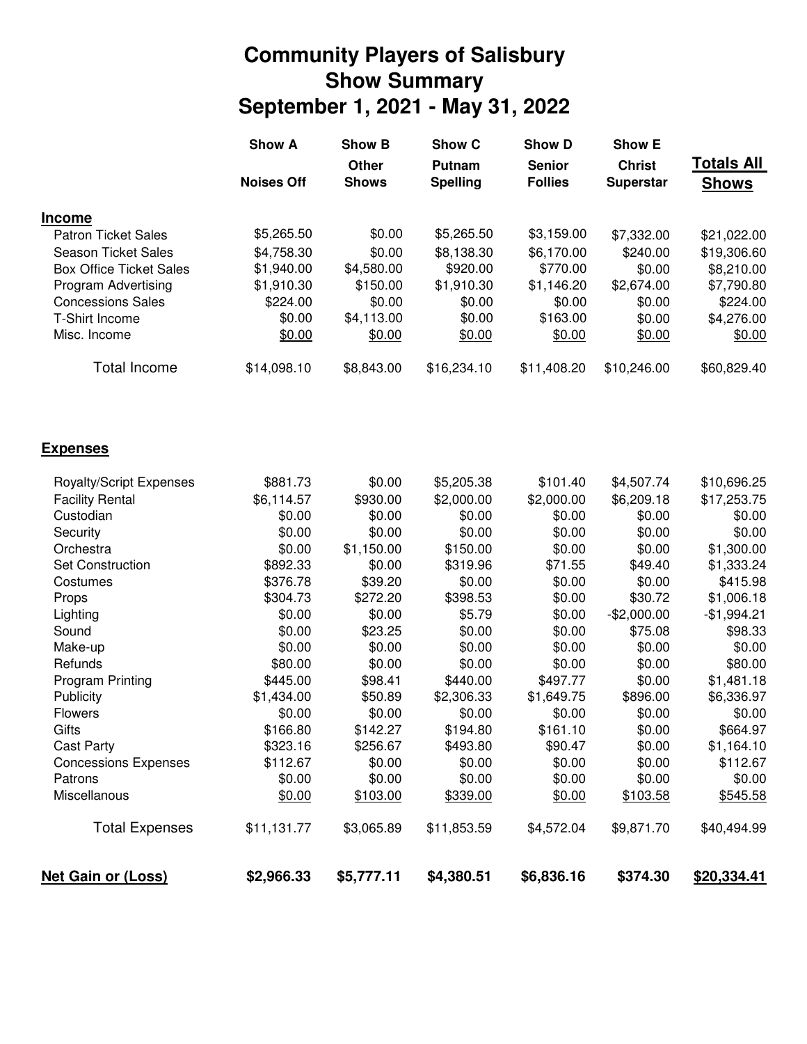# Community Players of Salisbury
# Show Summary
# September 1, 2021 - May 31, 2022

| | Show A<br>Noises Off | Show B<br>Other Shows | Show C<br>Putnam Spelling | Show D<br>Senior Follies | Show E<br>Christ Superstar | Totals All Shows |
|---|---|---|---|---|---|---|
| **Income** | | | | | | |
| Patron Ticket Sales | $5,265.50 | $0.00 | $5,265.50 | $3,159.00 | $7,332.00 | $21,022.00 |
| Season Ticket Sales | $4,758.30 | $0.00 | $8,138.30 | $6,170.00 | $240.00 | $19,306.60 |
| Box Office Ticket Sales | $1,940.00 | $4,580.00 | $920.00 | $770.00 | $0.00 | $8,210.00 |
| Program Advertising | $1,910.30 | $150.00 | $1,910.30 | $1,146.20 | $2,674.00 | $7,790.80 |
| Concessions Sales | $224.00 | $0.00 | $0.00 | $0.00 | $0.00 | $224.00 |
| T-Shirt Income | $0.00 | $4,113.00 | $0.00 | $163.00 | $0.00 | $4,276.00 |
| Misc. Income | $0.00 | $0.00 | $0.00 | $0.00 | $0.00 | $0.00 |
| Total Income | $14,098.10 | $8,843.00 | $16,234.10 | $11,408.20 | $10,246.00 | $60,829.40 |
| **Expenses** | | | | | | |
| Royalty/Script Expenses | $881.73 | $0.00 | $5,205.38 | $101.40 | $4,507.74 | $10,696.25 |
| Facility Rental | $6,114.57 | $930.00 | $2,000.00 | $2,000.00 | $6,209.18 | $17,253.75 |
| Custodian | $0.00 | $0.00 | $0.00 | $0.00 | $0.00 | $0.00 |
| Security | $0.00 | $0.00 | $0.00 | $0.00 | $0.00 | $0.00 |
| Orchestra | $0.00 | $1,150.00 | $150.00 | $0.00 | $0.00 | $1,300.00 |
| Set Construction | $892.33 | $0.00 | $319.96 | $71.55 | $49.40 | $1,333.24 |
| Costumes | $376.78 | $39.20 | $0.00 | $0.00 | $0.00 | $415.98 |
| Props | $304.73 | $272.20 | $398.53 | $0.00 | $30.72 | $1,006.18 |
| Lighting | $0.00 | $0.00 | $5.79 | $0.00 | -$2,000.00 | -$1,994.21 |
| Sound | $0.00 | $23.25 | $0.00 | $0.00 | $75.08 | $98.33 |
| Make-up | $0.00 | $0.00 | $0.00 | $0.00 | $0.00 | $0.00 |
| Refunds | $80.00 | $0.00 | $0.00 | $0.00 | $0.00 | $80.00 |
| Program Printing | $445.00 | $98.41 | $440.00 | $497.77 | $0.00 | $1,481.18 |
| Publicity | $1,434.00 | $50.89 | $2,306.33 | $1,649.75 | $896.00 | $6,336.97 |
| Flowers | $0.00 | $0.00 | $0.00 | $0.00 | $0.00 | $0.00 |
| Gifts | $166.80 | $142.27 | $194.80 | $161.10 | $0.00 | $664.97 |
| Cast Party | $323.16 | $256.67 | $493.80 | $90.47 | $0.00 | $1,164.10 |
| Concessions Expenses | $112.67 | $0.00 | $0.00 | $0.00 | $0.00 | $112.67 |
| Patrons | $0.00 | $0.00 | $0.00 | $0.00 | $0.00 | $0.00 |
| Miscellanous | $0.00 | $103.00 | $339.00 | $0.00 | $103.58 | $545.58 |
| Total Expenses | $11,131.77 | $3,065.89 | $11,853.59 | $4,572.04 | $9,871.70 | $40,494.99 |
| **Net Gain or (Loss)** | **$2,966.33** | **$5,777.11** | **$4,380.51** | **$6,836.16** | **$374.30** | **$20,334.41** |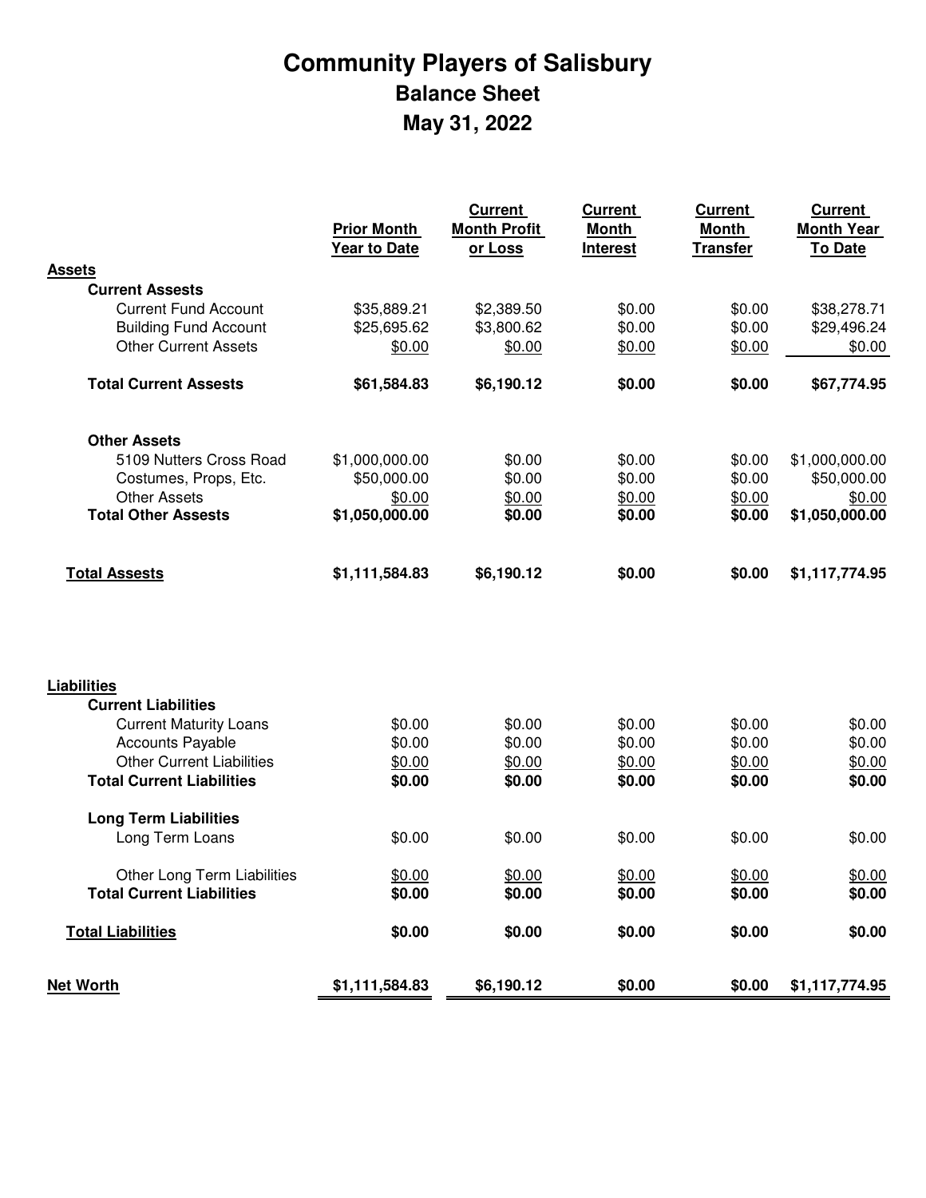# Community Players of Salisbury

## Balance Sheet

## May 31, 2022

| | Prior Month Year to Date | Current Month Profit or Loss | Current Month Interest | Current Month Transfer | Current Month Year To Date |
|---|---|---|---|---|---|
| **Assets** | | | | | |
| **Current Assests** | | | | | |
| Current Fund Account | $35,889.21 | $2,389.50 | $0.00 | $0.00 | $38,278.71 |
| Building Fund Account | $25,695.62 | $3,800.62 | $0.00 | $0.00 | $29,496.24 |
| Other Current Assets | $0.00 | $0.00 | $0.00 | $0.00 | $0.00 |
| **Total Current Assests** | **$61,584.83** | **$6,190.12** | **$0.00** | **$0.00** | **$67,774.95** |
| **Other Assets** | | | | | |
| 5109 Nutters Cross Road | $1,000,000.00 | $0.00 | $0.00 | $0.00 | $1,000,000.00 |
| Costumes, Props, Etc. | $50,000.00 | $0.00 | $0.00 | $0.00 | $50,000.00 |
| Other Assets | $0.00 | $0.00 | $0.00 | $0.00 | $0.00 |
| **Total Other Assests** | **$1,050,000.00** | **$0.00** | **$0.00** | **$0.00** | **$1,050,000.00** |
| **Total Assests** | **$1,111,584.83** | **$6,190.12** | **$0.00** | **$0.00** | **$1,117,774.95** |
| **Liabilities** | | | | | |
| **Current Liabilities** | | | | | |
| Current Maturity Loans | $0.00 | $0.00 | $0.00 | $0.00 | $0.00 |
| Accounts Payable | $0.00 | $0.00 | $0.00 | $0.00 | $0.00 |
| Other Current Liabilities | $0.00 | $0.00 | $0.00 | $0.00 | $0.00 |
| **Total Current Liabilities** | **$0.00** | **$0.00** | **$0.00** | **$0.00** | **$0.00** |
| **Long Term Liabilities** | | | | | |
| Long Term Loans | $0.00 | $0.00 | $0.00 | $0.00 | $0.00 |
| Other Long Term Liabilities | $0.00 | $0.00 | $0.00 | $0.00 | $0.00 |
| **Total Current Liabilities** | **$0.00** | **$0.00** | **$0.00** | **$0.00** | **$0.00** |
| **Total Liabilities** | **$0.00** | **$0.00** | **$0.00** | **$0.00** | **$0.00** |
| **Net Worth** | **$1,111,584.83** | **$6,190.12** | **$0.00** | **$0.00** | **$1,117,774.95** |